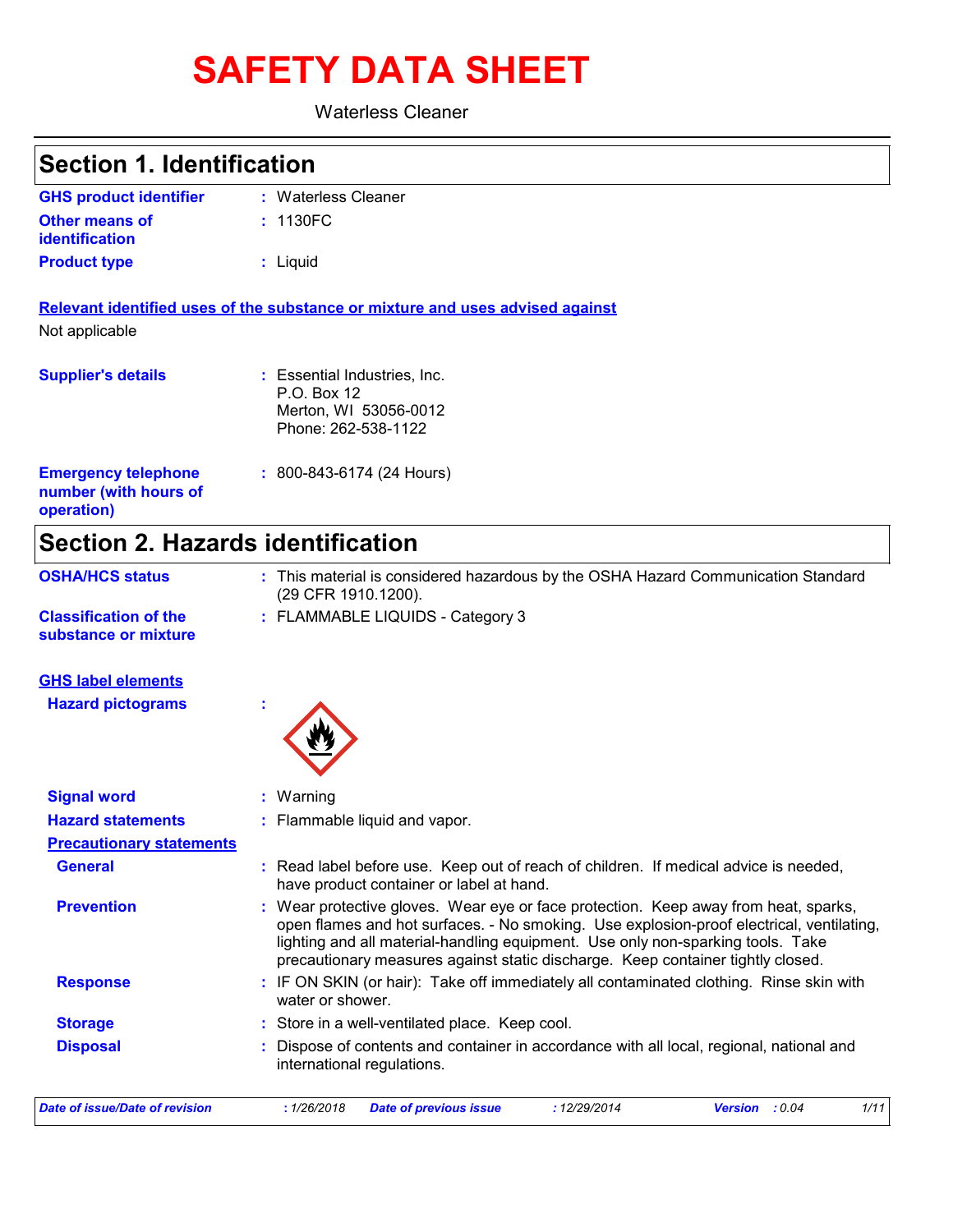# SAFETY DATA SHEET

Waterless Cleaner

## Section 1. Identification

**GHS product identifier** : Waterless Cleaner

**Other means of identification** : 1130FC

**Product type** : Liquid

**Relevant identified uses of the substance or mixture and uses advised against**

Not applicable

**Supplier's details** : Essential Industries, Inc.
P.O. Box 12
Merton, WI 53056-0012
Phone: 262-538-1122

**Emergency telephone number (with hours of operation)** : 800-843-6174 (24 Hours)

## Section 2. Hazards identification

**OSHA/HCS status** : This material is considered hazardous by the OSHA Hazard Communication Standard (29 CFR 1910.1200).

**Classification of the substance or mixture** : FLAMMABLE LIQUIDS - Category 3

**GHS label elements**

**Hazard pictograms** :

**Signal word** : Warning

**Hazard statements** : Flammable liquid and vapor.

**Precautionary statements**

**General** : Read label before use. Keep out of reach of children. If medical advice is needed, have product container or label at hand.

**Prevention** : Wear protective gloves. Wear eye or face protection. Keep away from heat, sparks, open flames and hot surfaces. - No smoking. Use explosion-proof electrical, ventilating, lighting and all material-handling equipment. Use only non-sparking tools. Take precautionary measures against static discharge. Keep container tightly closed.

**Response** : IF ON SKIN (or hair): Take off immediately all contaminated clothing. Rinse skin with water or shower.

**Storage** : Store in a well-ventilated place. Keep cool.

**Disposal** : Dispose of contents and container in accordance with all local, regional, national and international regulations.

*Date of issue/Date of revision : 1/26/2018 Date of previous issue : 12/29/2014 Version : 0.04*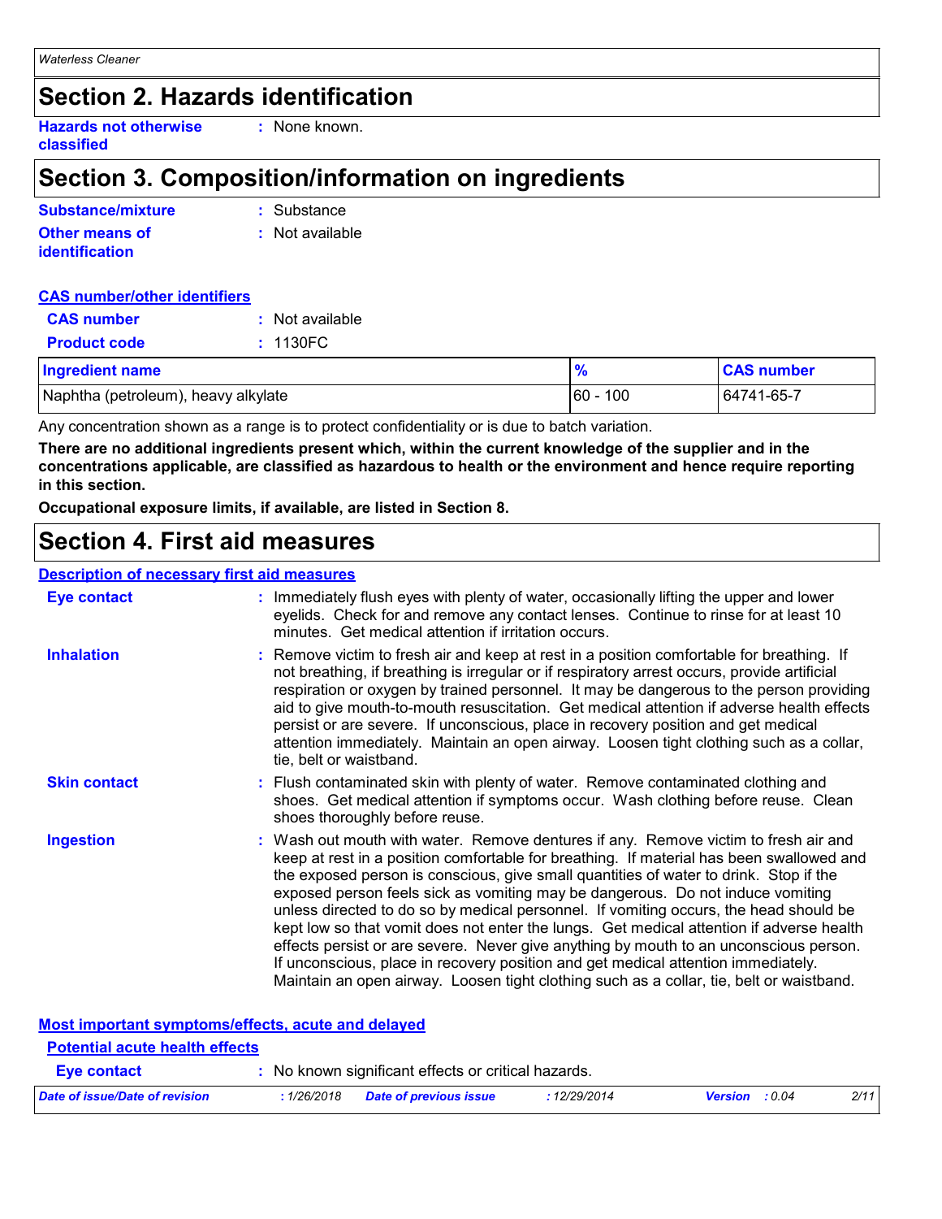## Section 2. Hazards identification

**Hazards not otherwise classified** : None known.

## Section 3. Composition/information on ingredients

**Substance/mixture** : Substance

**Other means of identification** : Not available

### CAS number/other identifiers

**CAS number** : Not available

**Product code** : 1130FC

| Ingredient name | % | CAS number |
|---|---|---|
| Naphtha (petroleum), heavy alkylate | 60 - 100 | 64741-65-7 |

Any concentration shown as a range is to protect confidentiality or is due to batch variation.

**There are no additional ingredients present which, within the current knowledge of the supplier and in the concentrations applicable, are classified as hazardous to health or the environment and hence require reporting in this section.**

**Occupational exposure limits, if available, are listed in Section 8.**

## Section 4. First aid measures

### Description of necessary first aid measures

**Eye contact** : Immediately flush eyes with plenty of water, occasionally lifting the upper and lower eyelids. Check for and remove any contact lenses. Continue to rinse for at least 10 minutes. Get medical attention if irritation occurs.

**Inhalation** : Remove victim to fresh air and keep at rest in a position comfortable for breathing. If not breathing, if breathing is irregular or if respiratory arrest occurs, provide artificial respiration or oxygen by trained personnel. It may be dangerous to the person providing aid to give mouth-to-mouth resuscitation. Get medical attention if adverse health effects persist or are severe. If unconscious, place in recovery position and get medical attention immediately. Maintain an open airway. Loosen tight clothing such as a collar, tie, belt or waistband.

**Skin contact** : Flush contaminated skin with plenty of water. Remove contaminated clothing and shoes. Get medical attention if symptoms occur. Wash clothing before reuse. Clean shoes thoroughly before reuse.

**Ingestion** : Wash out mouth with water. Remove dentures if any. Remove victim to fresh air and keep at rest in a position comfortable for breathing. If material has been swallowed and the exposed person is conscious, give small quantities of water to drink. Stop if the exposed person feels sick as vomiting may be dangerous. Do not induce vomiting unless directed to do so by medical personnel. If vomiting occurs, the head should be kept low so that vomit does not enter the lungs. Get medical attention if adverse health effects persist or are severe. Never give anything by mouth to an unconscious person. If unconscious, place in recovery position and get medical attention immediately. Maintain an open airway. Loosen tight clothing such as a collar, tie, belt or waistband.

### Most important symptoms/effects, acute and delayed

#### Potential acute health effects

**Eye contact** : No known significant effects or critical hazards.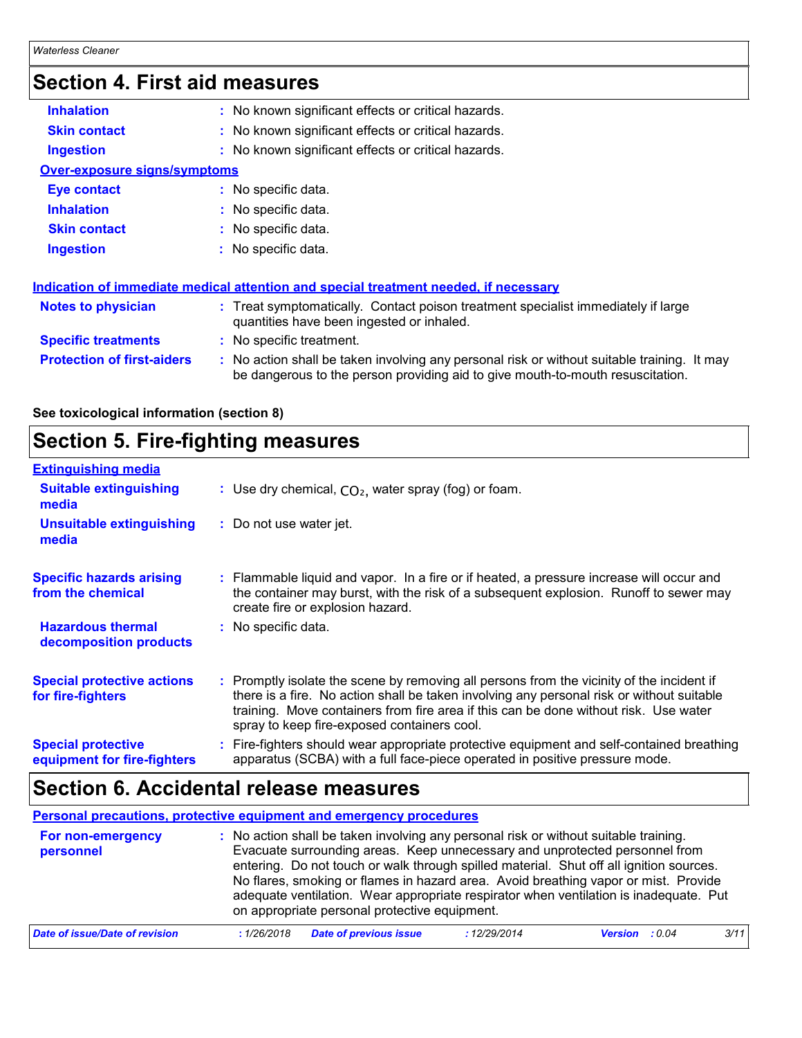## Section 4. First aid measures

| | |
|---|---|
| **Inhalation** | : No known significant effects or critical hazards. |
| **Skin contact** | : No known significant effects or critical hazards. |
| **Ingestion** | : No known significant effects or critical hazards. |

**Over-exposure signs/symptoms**

| | |
|---|---|
| **Eye contact** | : No specific data. |
| **Inhalation** | : No specific data. |
| **Skin contact** | : No specific data. |
| **Ingestion** | : No specific data. |

**Indication of immediate medical attention and special treatment needed, if necessary**

| | |
|---|---|
| **Notes to physician** | : Treat symptomatically. Contact poison treatment specialist immediately if large quantities have been ingested or inhaled. |
| **Specific treatments** | : No specific treatment. |
| **Protection of first-aiders** | : No action shall be taken involving any personal risk or without suitable training. It may be dangerous to the person providing aid to give mouth-to-mouth resuscitation. |

**See toxicological information (section 8)**

## Section 5. Fire-fighting measures

**Extinguishing media**

| | |
|---|---|
| **Suitable extinguishing media** | : Use dry chemical, $CO_2$, water spray (fog) or foam. |
| **Unsuitable extinguishing media** | : Do not use water jet. |
| **Specific hazards arising from the chemical** | : Flammable liquid and vapor. In a fire or if heated, a pressure increase will occur and the container may burst, with the risk of a subsequent explosion. Runoff to sewer may create fire or explosion hazard. |
| **Hazardous thermal decomposition products** | : No specific data. |
| **Special protective actions for fire-fighters** | : Promptly isolate the scene by removing all persons from the vicinity of the incident if there is a fire. No action shall be taken involving any personal risk or without suitable training. Move containers from fire area if this can be done without risk. Use water spray to keep fire-exposed containers cool. |
| **Special protective equipment for fire-fighters** | : Fire-fighters should wear appropriate protective equipment and self-contained breathing apparatus (SCBA) with a full face-piece operated in positive pressure mode. |

## Section 6. Accidental release measures

**Personal precautions, protective equipment and emergency procedures**

| | |
|---|---|
| **For non-emergency personnel** | : No action shall be taken involving any personal risk or without suitable training. Evacuate surrounding areas. Keep unnecessary and unprotected personnel from entering. Do not touch or walk through spilled material. Shut off all ignition sources. No flares, smoking or flames in hazard area. Avoid breathing vapor or mist. Provide adequate ventilation. Wear appropriate respirator when ventilation is inadequate. Put on appropriate personal protective equipment. |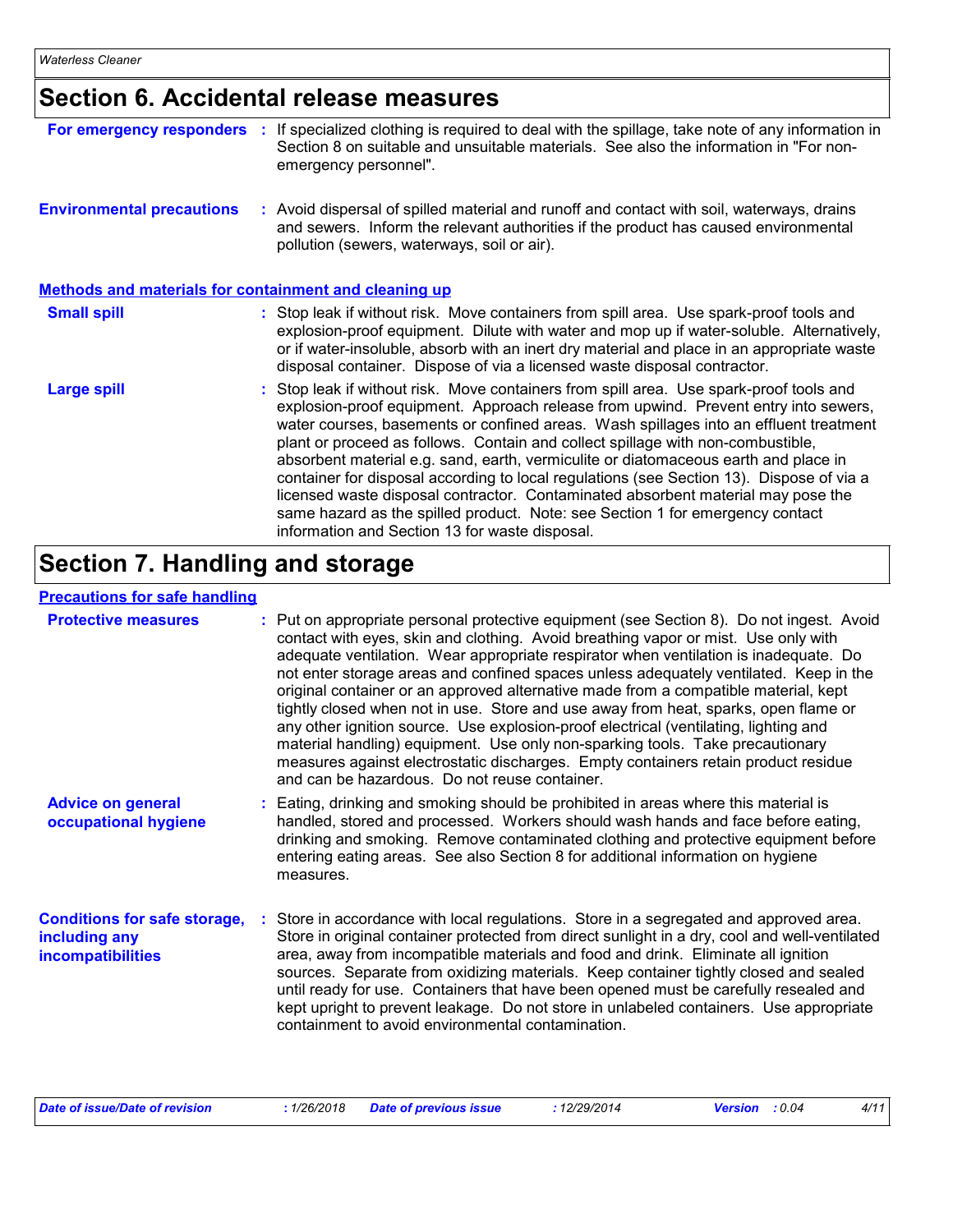# Section 6. Accidental release measures

**For emergency responders** : If specialized clothing is required to deal with the spillage, take note of any information in Section 8 on suitable and unsuitable materials. See also the information in "For non-emergency personnel".

**Environmental precautions** : Avoid dispersal of spilled material and runoff and contact with soil, waterways, drains and sewers. Inform the relevant authorities if the product has caused environmental pollution (sewers, waterways, soil or air).

## Methods and materials for containment and cleaning up

**Small spill** : Stop leak if without risk. Move containers from spill area. Use spark-proof tools and explosion-proof equipment. Dilute with water and mop up if water-soluble. Alternatively, or if water-insoluble, absorb with an inert dry material and place in an appropriate waste disposal container. Dispose of via a licensed waste disposal contractor.

**Large spill** : Stop leak if without risk. Move containers from spill area. Use spark-proof tools and explosion-proof equipment. Approach release from upwind. Prevent entry into sewers, water courses, basements or confined areas. Wash spillages into an effluent treatment plant or proceed as follows. Contain and collect spillage with non-combustible, absorbent material e.g. sand, earth, vermiculite or diatomaceous earth and place in container for disposal according to local regulations (see Section 13). Dispose of via a licensed waste disposal contractor. Contaminated absorbent material may pose the same hazard as the spilled product. Note: see Section 1 for emergency contact information and Section 13 for waste disposal.

# Section 7. Handling and storage

## Precautions for safe handling

**Protective measures** : Put on appropriate personal protective equipment (see Section 8). Do not ingest. Avoid contact with eyes, skin and clothing. Avoid breathing vapor or mist. Use only with adequate ventilation. Wear appropriate respirator when ventilation is inadequate. Do not enter storage areas and confined spaces unless adequately ventilated. Keep in the original container or an approved alternative made from a compatible material, kept tightly closed when not in use. Store and use away from heat, sparks, open flame or any other ignition source. Use explosion-proof electrical (ventilating, lighting and material handling) equipment. Use only non-sparking tools. Take precautionary measures against electrostatic discharges. Empty containers retain product residue and can be hazardous. Do not reuse container.

**Advice on general occupational hygiene** : Eating, drinking and smoking should be prohibited in areas where this material is handled, stored and processed. Workers should wash hands and face before eating, drinking and smoking. Remove contaminated clothing and protective equipment before entering eating areas. See also Section 8 for additional information on hygiene measures.

**Conditions for safe storage, including any incompatibilities** : Store in accordance with local regulations. Store in a segregated and approved area. Store in original container protected from direct sunlight in a dry, cool and well-ventilated area, away from incompatible materials and food and drink. Eliminate all ignition sources. Separate from oxidizing materials. Keep container tightly closed and sealed until ready for use. Containers that have been opened must be carefully resealed and kept upright to prevent leakage. Do not store in unlabeled containers. Use appropriate containment to avoid environmental contamination.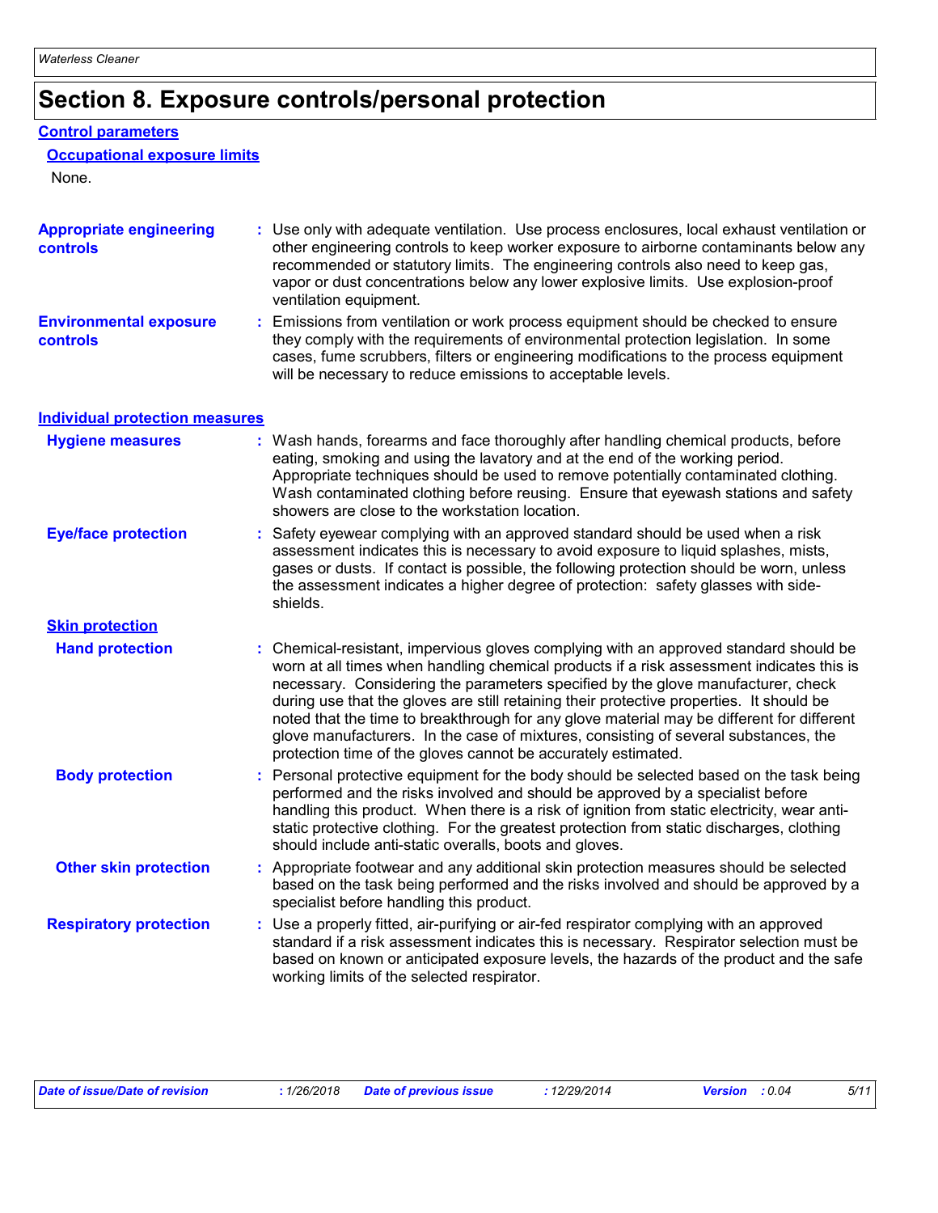# Section 8. Exposure controls/personal protection

## Control parameters

### Occupational exposure limits

None.

**Appropriate engineering controls** : Use only with adequate ventilation. Use process enclosures, local exhaust ventilation or other engineering controls to keep worker exposure to airborne contaminants below any recommended or statutory limits. The engineering controls also need to keep gas, vapor or dust concentrations below any lower explosive limits. Use explosion-proof ventilation equipment.

**Environmental exposure controls** : Emissions from ventilation or work process equipment should be checked to ensure they comply with the requirements of environmental protection legislation. In some cases, fume scrubbers, filters or engineering modifications to the process equipment will be necessary to reduce emissions to acceptable levels.

## Individual protection measures

**Hygiene measures** : Wash hands, forearms and face thoroughly after handling chemical products, before eating, smoking and using the lavatory and at the end of the working period. Appropriate techniques should be used to remove potentially contaminated clothing. Wash contaminated clothing before reusing. Ensure that eyewash stations and safety showers are close to the workstation location.

**Eye/face protection** : Safety eyewear complying with an approved standard should be used when a risk assessment indicates this is necessary to avoid exposure to liquid splashes, mists, gases or dusts. If contact is possible, the following protection should be worn, unless the assessment indicates a higher degree of protection: safety glasses with side-shields.

### Skin protection

**Hand protection** : Chemical-resistant, impervious gloves complying with an approved standard should be worn at all times when handling chemical products if a risk assessment indicates this is necessary. Considering the parameters specified by the glove manufacturer, check during use that the gloves are still retaining their protective properties. It should be noted that the time to breakthrough for any glove material may be different for different glove manufacturers. In the case of mixtures, consisting of several substances, the protection time of the gloves cannot be accurately estimated.

**Body protection** : Personal protective equipment for the body should be selected based on the task being performed and the risks involved and should be approved by a specialist before handling this product. When there is a risk of ignition from static electricity, wear anti-static protective clothing. For the greatest protection from static discharges, clothing should include anti-static overalls, boots and gloves.

**Other skin protection** : Appropriate footwear and any additional skin protection measures should be selected based on the task being performed and the risks involved and should be approved by a specialist before handling this product.

**Respiratory protection** : Use a properly fitted, air-purifying or air-fed respirator complying with an approved standard if a risk assessment indicates this is necessary. Respirator selection must be based on known or anticipated exposure levels, the hazards of the product and the safe working limits of the selected respirator.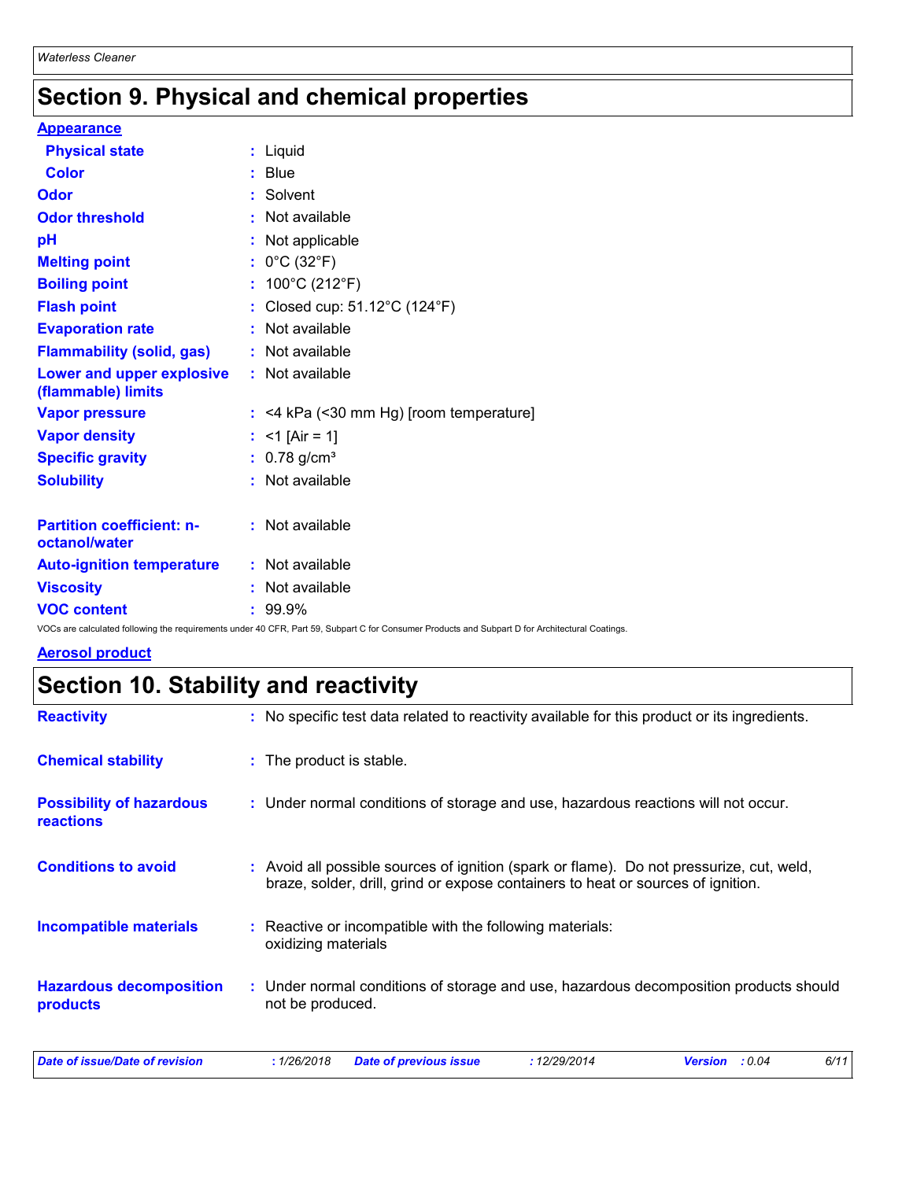# Section 9. Physical and chemical properties

**Appearance**

| Property | Value |
|---|---|
| Physical state | Liquid |
| Color | Blue |
| Odor | Solvent |
| Odor threshold | Not available |
| pH | Not applicable |
| Melting point | 0°C (32°F) |
| Boiling point | 100°C (212°F) |
| Flash point | Closed cup: 51.12°C (124°F) |
| Evaporation rate | Not available |
| Flammability (solid, gas) | Not available |
| Lower and upper explosive (flammable) limits | Not available |
| Vapor pressure | <4 kPa (<30 mm Hg) [room temperature] |
| Vapor density | <1 [Air = 1] |
| Specific gravity | 0.78 g/cm³ |
| Solubility | Not available |
| Partition coefficient: n-octanol/water | Not available |
| Auto-ignition temperature | Not available |
| Viscosity | Not available |
| VOC content | 99.9% |

VOCs are calculated following the requirements under 40 CFR, Part 59, Subpart C for Consumer Products and Subpart D for Architectural Coatings.

**Aerosol product**

# Section 10. Stability and reactivity

| | |
|---|---|
| **Reactivity** | No specific test data related to reactivity available for this product or its ingredients. |
| **Chemical stability** | The product is stable. |
| **Possibility of hazardous reactions** | Under normal conditions of storage and use, hazardous reactions will not occur. |
| **Conditions to avoid** | Avoid all possible sources of ignition (spark or flame). Do not pressurize, cut, weld, braze, solder, drill, grind or expose containers to heat or sources of ignition. |
| **Incompatible materials** | Reactive or incompatible with the following materials: oxidizing materials |
| **Hazardous decomposition products** | Under normal conditions of storage and use, hazardous decomposition products should not be produced. |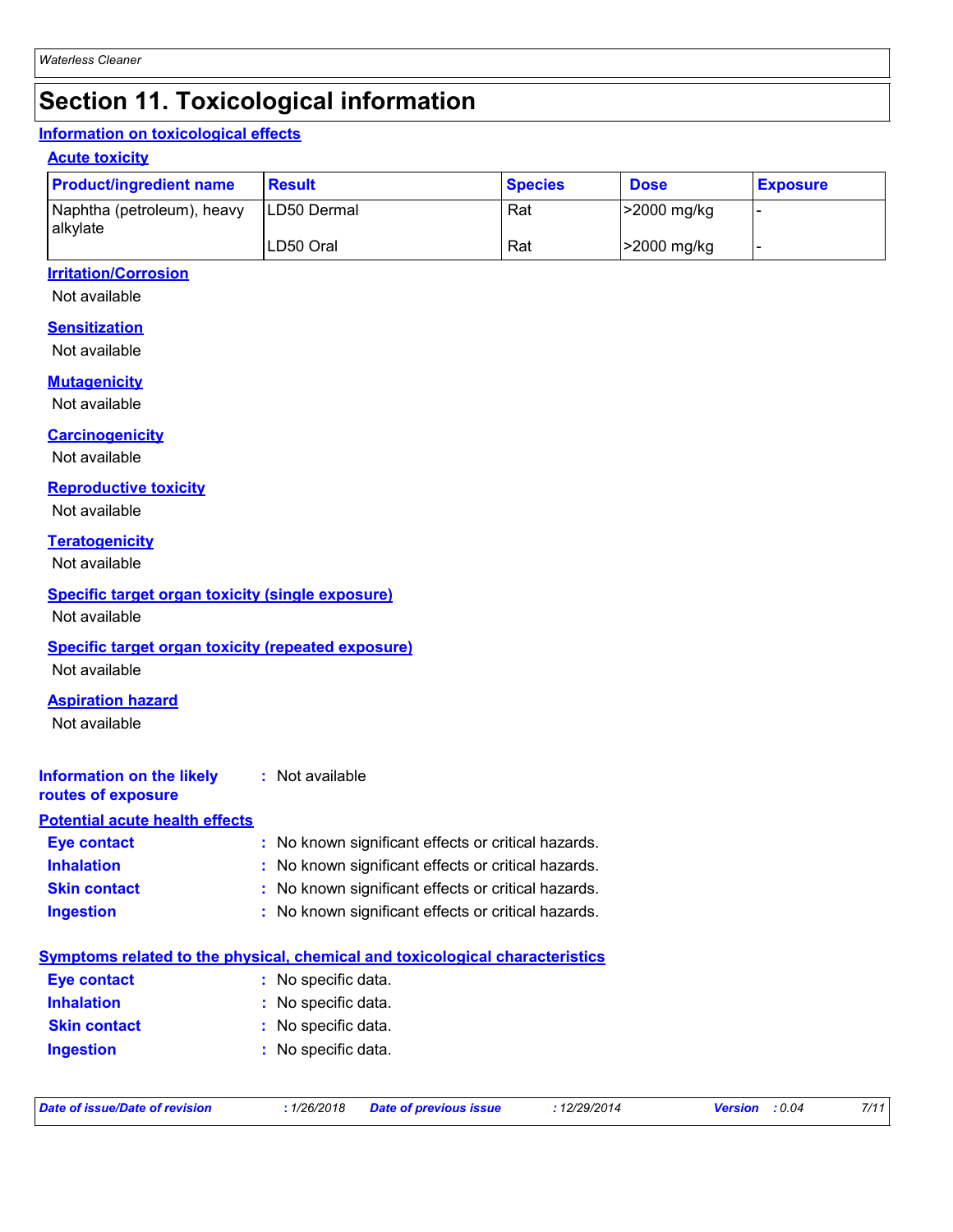# Section 11. Toxicological information

## Information on toxicological effects

### Acute toxicity

| Product/ingredient name | Result | Species | Dose | Exposure |
|---|---|---|---|---|
| Naphtha (petroleum), heavy alkylate | LD50 Dermal | Rat | >2000 mg/kg | - |
| | LD50 Oral | Rat | >2000 mg/kg | - |

### Irritation/Corrosion

Not available

### Sensitization

Not available

### Mutagenicity

Not available

### Carcinogenicity

Not available

### Reproductive toxicity

Not available

### Teratogenicity

Not available

### Specific target organ toxicity (single exposure)

Not available

### Specific target organ toxicity (repeated exposure)

Not available

### Aspiration hazard

Not available

**Information on the likely routes of exposure** : Not available

## Potential acute health effects

**Eye contact** : No known significant effects or critical hazards.

**Inhalation** : No known significant effects or critical hazards.

**Skin contact** : No known significant effects or critical hazards.

**Ingestion** : No known significant effects or critical hazards.

## Symptoms related to the physical, chemical and toxicological characteristics

**Eye contact** : No specific data.

**Inhalation** : No specific data.

**Skin contact** : No specific data.

**Ingestion** : No specific data.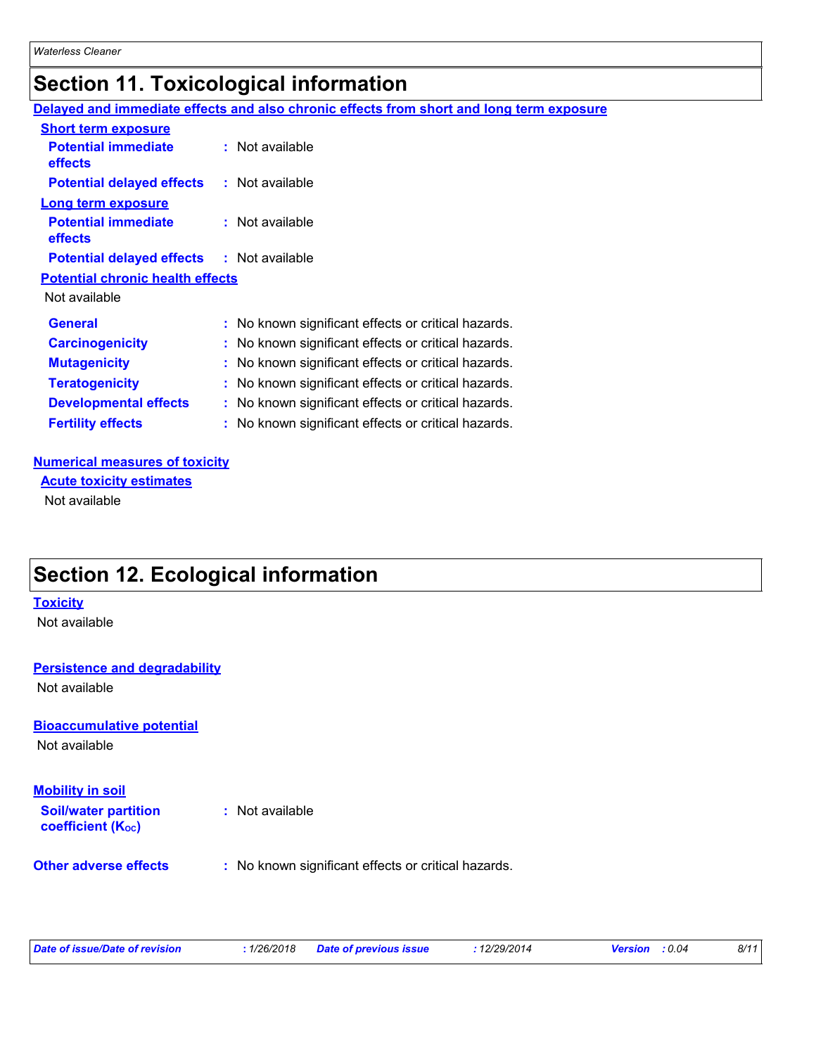# Section 11. Toxicological information

**Delayed and immediate effects and also chronic effects from short and long term exposure**

**Short term exposure**

**Potential immediate effects** : Not available

**Potential delayed effects** : Not available

**Long term exposure**

**Potential immediate effects** : Not available

**Potential delayed effects** : Not available

**Potential chronic health effects**

Not available

**General** : No known significant effects or critical hazards.

**Carcinogenicity** : No known significant effects or critical hazards.

**Mutagenicity** : No known significant effects or critical hazards.

**Teratogenicity** : No known significant effects or critical hazards.

**Developmental effects** : No known significant effects or critical hazards.

**Fertility effects** : No known significant effects or critical hazards.

**Numerical measures of toxicity**

**Acute toxicity estimates**

Not available

# Section 12. Ecological information

**Toxicity**

Not available

**Persistence and degradability**

Not available

**Bioaccumulative potential**

Not available

**Mobility in soil**

**Soil/water partition coefficient ($K_{OC}$)** : Not available

**Other adverse effects** : No known significant effects or critical hazards.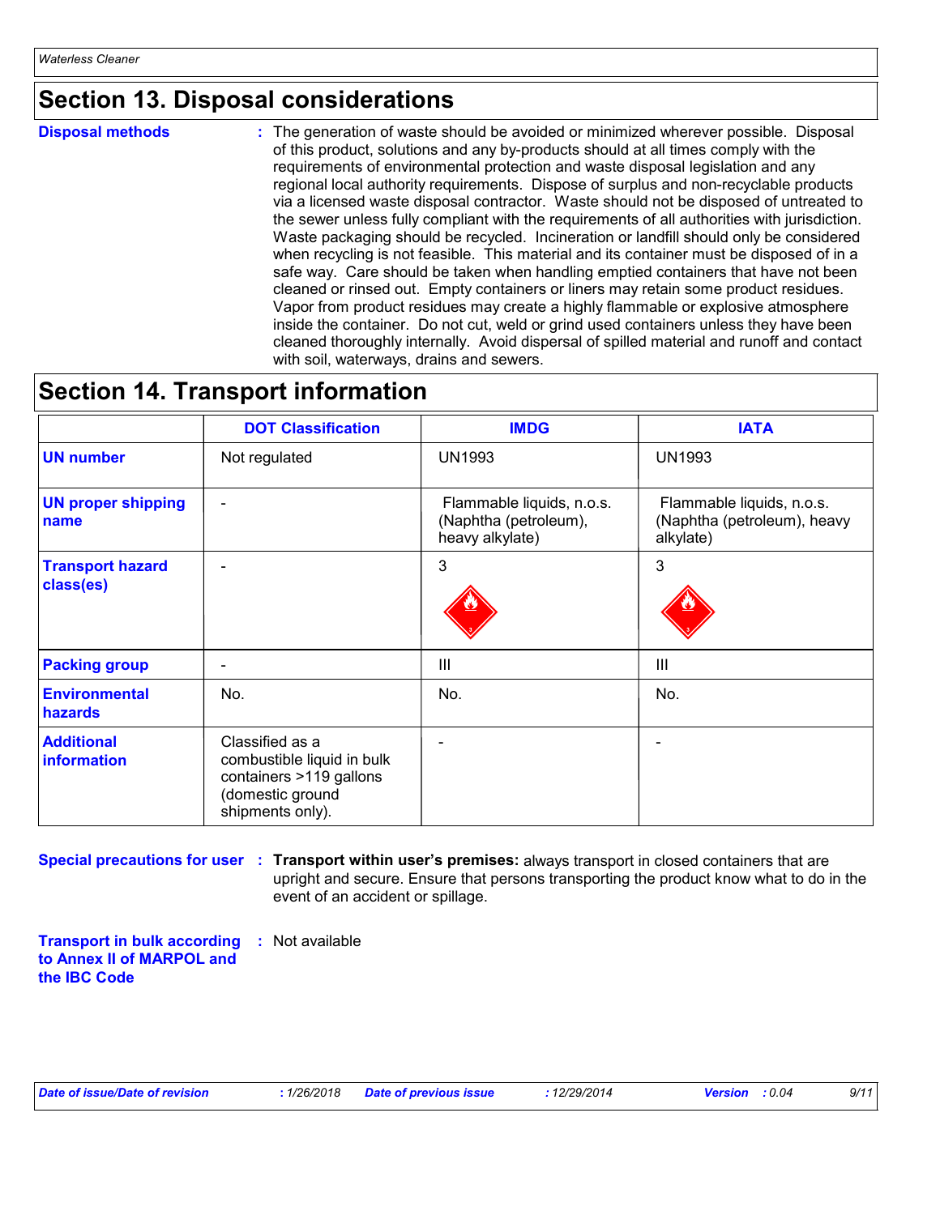## Section 13. Disposal considerations

**Disposal methods** : The generation of waste should be avoided or minimized wherever possible. Disposal of this product, solutions and any by-products should at all times comply with the requirements of environmental protection and waste disposal legislation and any regional local authority requirements. Dispose of surplus and non-recyclable products via a licensed waste disposal contractor. Waste should not be disposed of untreated to the sewer unless fully compliant with the requirements of all authorities with jurisdiction. Waste packaging should be recycled. Incineration or landfill should only be considered when recycling is not feasible. This material and its container must be disposed of in a safe way. Care should be taken when handling emptied containers that have not been cleaned or rinsed out. Empty containers or liners may retain some product residues. Vapor from product residues may create a highly flammable or explosive atmosphere inside the container. Do not cut, weld or grind used containers unless they have been cleaned thoroughly internally. Avoid dispersal of spilled material and runoff and contact with soil, waterways, drains and sewers.

## Section 14. Transport information

| | DOT Classification | IMDG | IATA |
|---|---|---|---|
| **UN number** | Not regulated | UN1993 | UN1993 |
| **UN proper shipping name** | - | Flammable liquids, n.o.s. (Naphtha (petroleum), heavy alkylate) | Flammable liquids, n.o.s. (Naphtha (petroleum), heavy alkylate) |
| **Transport hazard class(es)** | - | 3 | 3 |
| **Packing group** | - | III | III |
| **Environmental hazards** | No. | No. | No. |
| **Additional information** | Classified as a combustible liquid in bulk containers >119 gallons (domestic ground shipments only). | - | - |

**Special precautions for user** : **Transport within user's premises:** always transport in closed containers that are upright and secure. Ensure that persons transporting the product know what to do in the event of an accident or spillage.

**Transport in bulk according to Annex II of MARPOL and the IBC Code** : Not available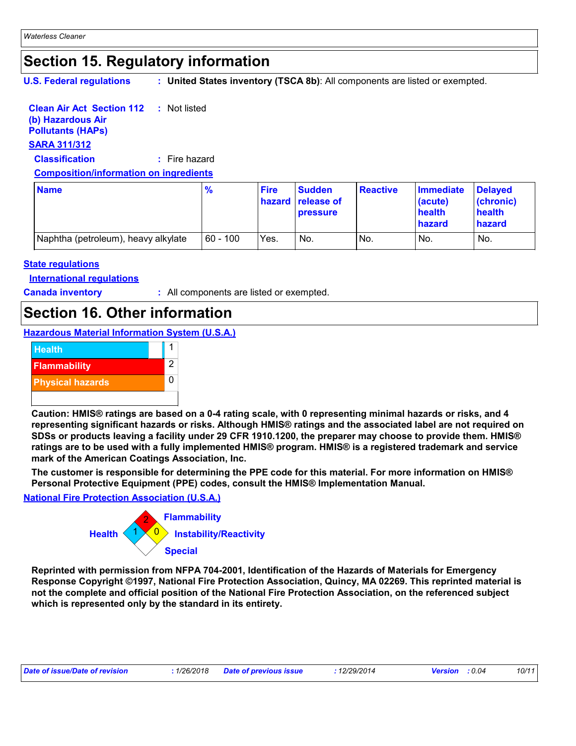## Section 15. Regulatory information

**U.S. Federal regulations** : **United States inventory (TSCA 8b)**: All components are listed or exempted.

**Clean Air Act Section 112 (b) Hazardous Air Pollutants (HAPs)** : Not listed

**SARA 311/312**

**Classification** : Fire hazard

**Composition/information on ingredients**

| Name | % | Fire hazard | Sudden release of pressure | Reactive | Immediate (acute) health hazard | Delayed (chronic) health hazard |
|---|---|---|---|---|---|---|
| Naphtha (petroleum), heavy alkylate | 60 - 100 | Yes. | No. | No. | No. | No. |

**State regulations**

**International regulations**

**Canada inventory** : All components are listed or exempted.

## Section 16. Other information

**Hazardous Material Information System (U.S.A.)**

| | |
|---|---|
| Health | 1 |
| Flammability | 2 |
| Physical hazards | 0 |

**Caution: HMIS® ratings are based on a 0-4 rating scale, with 0 representing minimal hazards or risks, and 4 representing significant hazards or risks. Although HMIS® ratings and the associated label are not required on SDSs or products leaving a facility under 29 CFR 1910.1200, the preparer may choose to provide them. HMIS® ratings are to be used with a fully implemented HMIS® program. HMIS® is a registered trademark and service mark of the American Coatings Association, Inc.**

**The customer is responsible for determining the PPE code for this material. For more information on HMIS® Personal Protective Equipment (PPE) codes, consult the HMIS® Implementation Manual.**

**National Fire Protection Association (U.S.A.)**

Flammability: 2
Health: 1
Instability/Reactivity: 0
Special:

**Reprinted with permission from NFPA 704-2001, Identification of the Hazards of Materials for Emergency Response Copyright ©1997, National Fire Protection Association, Quincy, MA 02269. This reprinted material is not the complete and official position of the National Fire Protection Association, on the referenced subject which is represented only by the standard in its entirety.**

*Date of issue/Date of revision* : 1/26/2018 *Date of previous issue* : 12/29/2014 *Version* : 0.04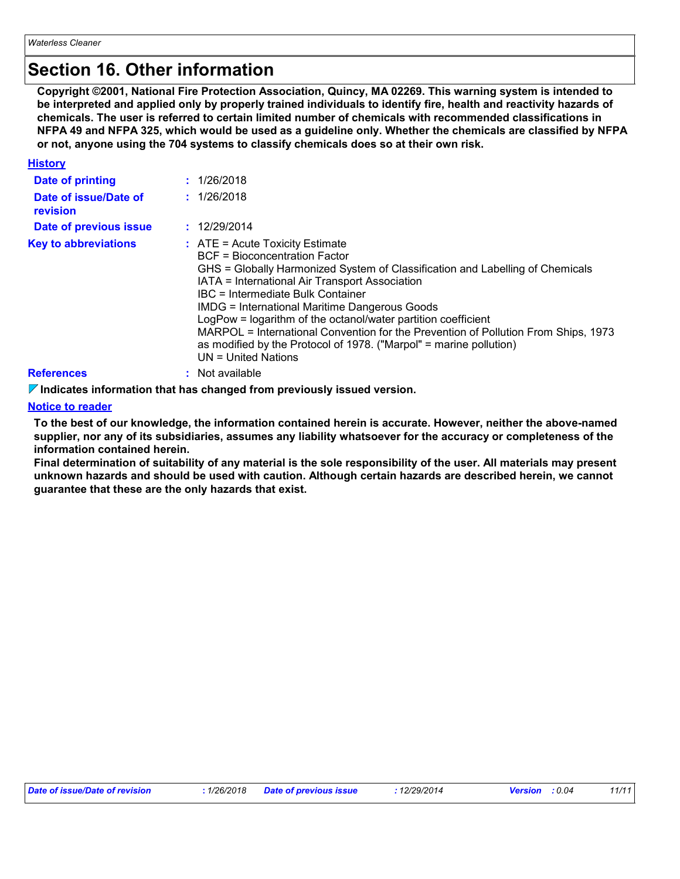# Section 16. Other information

**Copyright ©2001, National Fire Protection Association, Quincy, MA 02269. This warning system is intended to be interpreted and applied only by properly trained individuals to identify fire, health and reactivity hazards of chemicals. The user is referred to certain limited number of chemicals with recommended classifications in NFPA 49 and NFPA 325, which would be used as a guideline only. Whether the chemicals are classified by NFPA or not, anyone using the 704 systems to classify chemicals does so at their own risk.**

**History**

**Date of printing** : 1/26/2018

**Date of issue/Date of revision** : 1/26/2018

**Date of previous issue** : 12/29/2014

**Key to abbreviations** :
ATE = Acute Toxicity Estimate
BCF = Bioconcentration Factor
GHS = Globally Harmonized System of Classification and Labelling of Chemicals
IATA = International Air Transport Association
IBC = Intermediate Bulk Container
IMDG = International Maritime Dangerous Goods
LogPow = logarithm of the octanol/water partition coefficient
MARPOL = International Convention for the Prevention of Pollution From Ships, 1973 as modified by the Protocol of 1978. ("Marpol" = marine pollution)
UN = United Nations

**References** : Not available

**Indicates information that has changed from previously issued version.**

**Notice to reader**

**To the best of our knowledge, the information contained herein is accurate. However, neither the above-named supplier, nor any of its subsidiaries, assumes any liability whatsoever for the accuracy or completeness of the information contained herein.**

**Final determination of suitability of any material is the sole responsibility of the user. All materials may present unknown hazards and should be used with caution. Although certain hazards are described herein, we cannot guarantee that these are the only hazards that exist.**